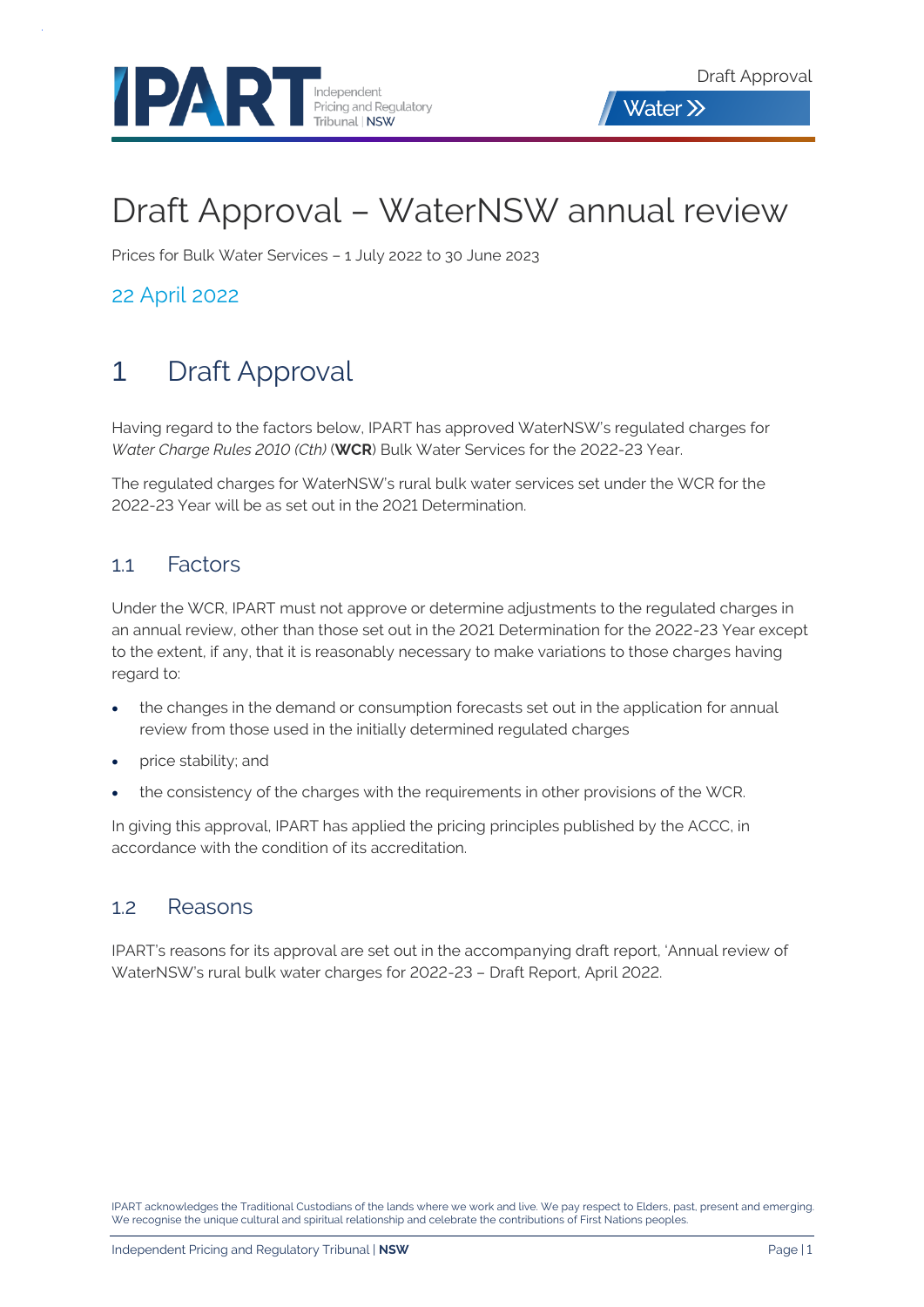# Draft Approval – WaterNSW annual review

Prices for Bulk Water Services – 1 July 2022 to 30 June 2023

22 April 2022

## 1 Draft Approval

Having regard to the factors below, IPART has approved WaterNSW's regulated charges for *Water Charge Rules 2010 (Cth)* (**WCR**) Bulk Water Services for the 2022-23 Year.

The regulated charges for WaterNSW's rural bulk water services set under the WCR for the 2022-23 Year will be as set out in the 2021 Determination.

### 1.1 Factors

Under the WCR, IPART must not approve or determine adjustments to the regulated charges in an annual review, other than those set out in the 2021 Determination for the 2022-23 Year except to the extent, if any, that it is reasonably necessary to make variations to those charges having regard to:

- the changes in the demand or consumption forecasts set out in the application for annual review from those used in the initially determined regulated charges
- price stability; and
- the consistency of the charges with the requirements in other provisions of the WCR.

In giving this approval, IPART has applied the pricing principles published by the ACCC, in accordance with the condition of its accreditation.

### 1.2 Reasons

IPART's reasons for its approval are set out in the accompanying draft report, 'Annual review of WaterNSW's rural bulk water charges for 2022-23 – Draft Report, April 2022.

IPART acknowledges the Traditional Custodians of the lands where we work and live. We pay respect to Elders, past, present and emerging. We recognise the unique cultural and spiritual relationship and celebrate the contributions of First Nations peoples.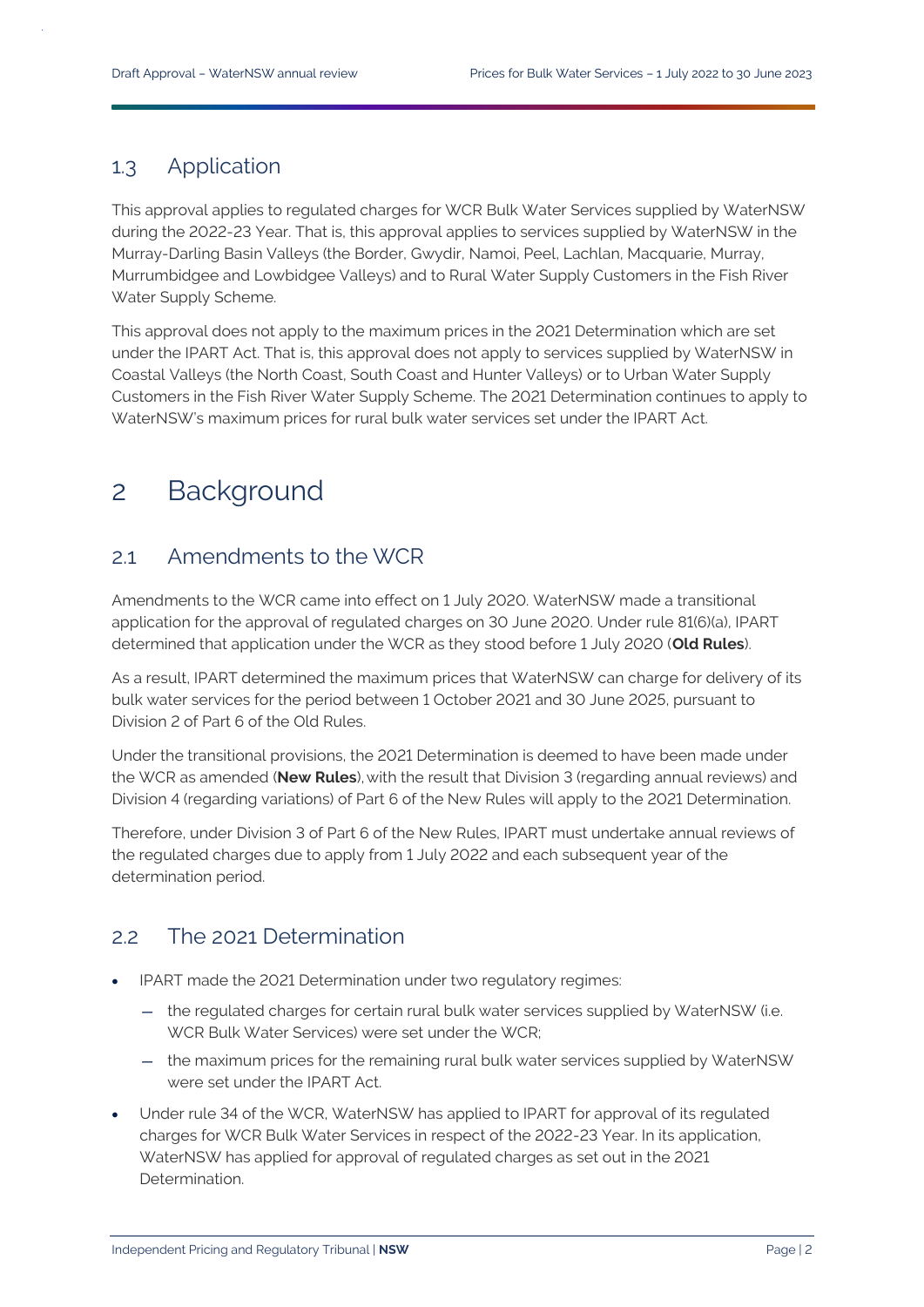## 1.3 Application

This approval applies to regulated charges for WCR Bulk Water Services supplied by WaterNSW during the 2022-23 Year. That is, this approval applies to services supplied by WaterNSW in the Murray-Darling Basin Valleys (the Border, Gwydir, Namoi, Peel, Lachlan, Macquarie, Murray, Murrumbidgee and Lowbidgee Valleys) and to Rural Water Supply Customers in the Fish River Water Supply Scheme.

This approval does not apply to the maximum prices in the 2021 Determination which are set under the IPART Act. That is, this approval does not apply to services supplied by WaterNSW in Coastal Valleys (the North Coast, South Coast and Hunter Valleys) or to Urban Water Supply Customers in the Fish River Water Supply Scheme. The 2021 Determination continues to apply to WaterNSW's maximum prices for rural bulk water services set under the IPART Act.

# 2 Background

## 2.1 Amendments to the WCR

Amendments to the WCR came into effect on 1 July 2020. WaterNSW made a transitional application for the approval of regulated charges on 30 June 2020. Under rule 81(6)(a), IPART determined that application under the WCR as they stood before 1 July 2020 (**Old Rules**).

As a result, IPART determined the maximum prices that WaterNSW can charge for delivery of its bulk water services for the period between 1 October 2021 and 30 June 2025, pursuant to Division 2 of Part 6 of the Old Rules.

Under the transitional provisions, the 2021 Determination is deemed to have been made under the WCR as amended (**New Rules**), with the result that Division 3 (regarding annual reviews) and Division 4 (regarding variations) of Part 6 of the New Rules will apply to the 2021 Determination.

Therefore, under Division 3 of Part 6 of the New Rules, IPART must undertake annual reviews of the regulated charges due to apply from 1 July 2022 and each subsequent year of the determination period.

## 2.2 The 2021 Determination

- IPART made the 2021 Determination under two regulatory regimes:
  - the regulated charges for certain rural bulk water services supplied by WaterNSW (i.e. WCR Bulk Water Services) were set under the WCR;
  - the maximum prices for the remaining rural bulk water services supplied by WaterNSW were set under the IPART Act.
- Under rule 34 of the WCR, WaterNSW has applied to IPART for approval of its regulated charges for WCR Bulk Water Services in respect of the 2022-23 Year. In its application, WaterNSW has applied for approval of regulated charges as set out in the 2021 Determination.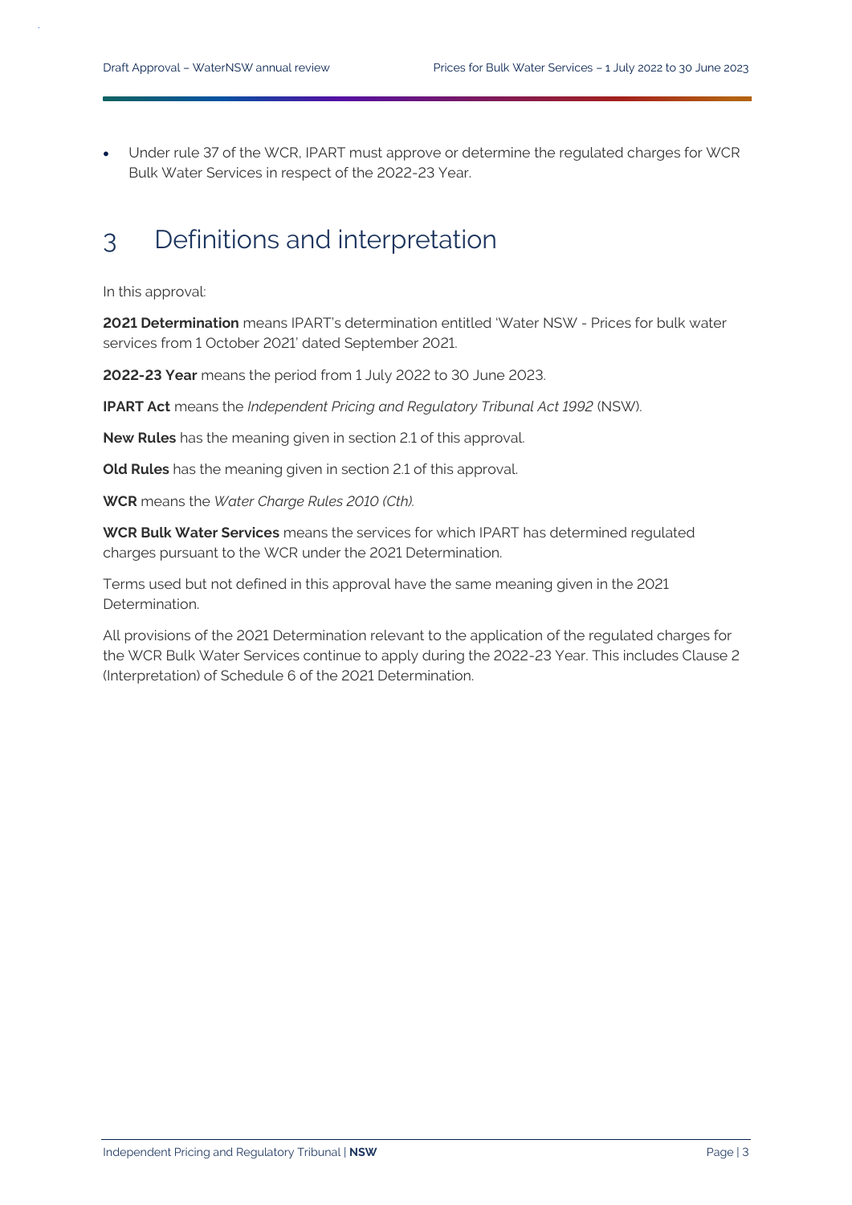- Under rule 37 of the WCR, IPART must approve or determine the regulated charges for WCR Bulk Water Services in respect of the 2022-23 Year.

# 3 Definitions and interpretation

In this approval:

**2021 Determination** means IPART's determination entitled 'Water NSW - Prices for bulk water services from 1 October 2021' dated September 2021.

**2022-23 Year** means the period from 1 July 2022 to 30 June 2023.

**IPART Act** means the *Independent Pricing and Regulatory Tribunal Act 1992* (NSW).

**New Rules** has the meaning given in section 2.1 of this approval.

**Old Rules** has the meaning given in section 2.1 of this approval.

**WCR** means the *Water Charge Rules 2010 (Cth).*

**WCR Bulk Water Services** means the services for which IPART has determined regulated charges pursuant to the WCR under the 2021 Determination.

Terms used but not defined in this approval have the same meaning given in the 2021 Determination.

All provisions of the 2021 Determination relevant to the application of the regulated charges for the WCR Bulk Water Services continue to apply during the 2022-23 Year. This includes Clause 2 (Interpretation) of Schedule 6 of the 2021 Determination.